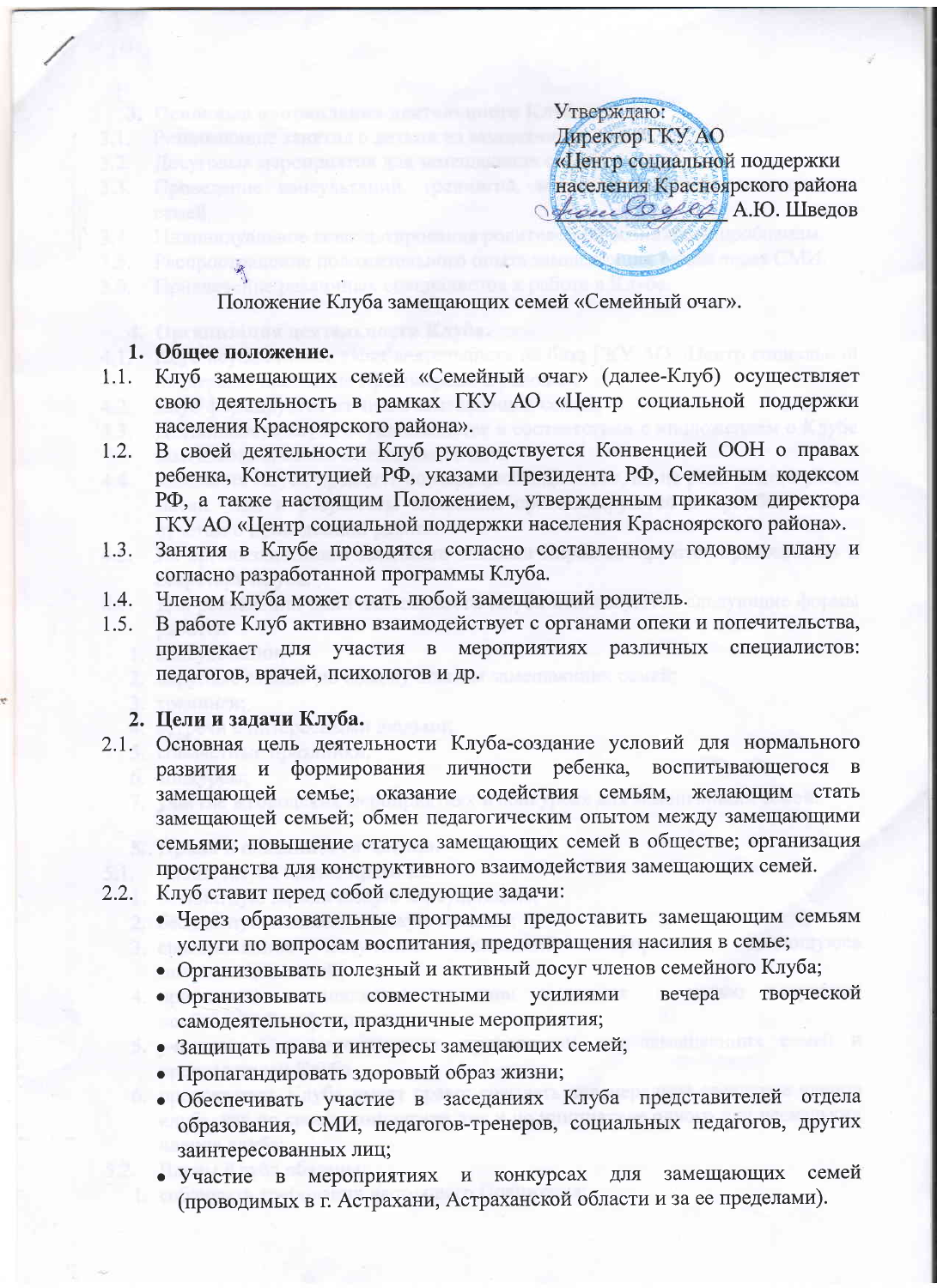Утверждаю:
Директор ГКУ АО
«Центр социальной поддержки
населения Красноярского района
_______ А.Ю. Шведов

Положение Клуба замещающих семей «Семейный очаг».

## 1. Общее положение.

1.1. Клуб замещающих семей «Семейный очаг» (далее-Клуб) осуществляет свою деятельность в рамках ГКУ АО «Центр социальной поддержки населения Красноярского района».

1.2. В своей деятельности Клуб руководствуется Конвенцией ООН о правах ребенка, Конституцией РФ, указами Президента РФ, Семейным кодексом РФ, а также настоящим Положением, утвержденным приказом директора ГКУ АО «Центр социальной поддержки населения Красноярского района».

1.3. Занятия в Клубе проводятся согласно составленному годовому плану и согласно разработанной программы Клуба.

1.4. Членом Клуба может стать любой замещающий родитель.

1.5. В работе Клуб активно взаимодействует с органами опеки и попечительства, привлекает для участия в мероприятиях различных специалистов: педагогов, врачей, психологов и др.

## 2. Цели и задачи Клуба.

2.1. Основная цель деятельности Клуба-создание условий для нормального развития и формирования личности ребенка, воспитывающегося в замещающей семье; оказание содействия семьям, желающим стать замещающей семьей; обмен педагогическим опытом между замещающими семьями; повышение статуса замещающих семей в обществе; организация пространства для конструктивного взаимодействия замещающих семей.

2.2. Клуб ставит перед собой следующие задачи:

- Через образовательные программы предоставить замещающим семьям услуги по вопросам воспитания, предотвращения насилия в семье;
- Организовывать полезный и активный досуг членов семейного Клуба;
- Организовывать совместными усилиями вечера творческой самодеятельности, праздничные мероприятия;
- Защищать права и интересы замещающих семей;
- Пропагандировать здоровый образ жизни;
- Обеспечивать участие в заседаниях Клуба представителей отдела образования, СМИ, педагогов-тренеров, социальных педагогов, других заинтересованных лиц;
- Участие в мероприятиях и конкурсах для замещающих семей (проводимых в г. Астрахани, Астраханской области и за ее пределами).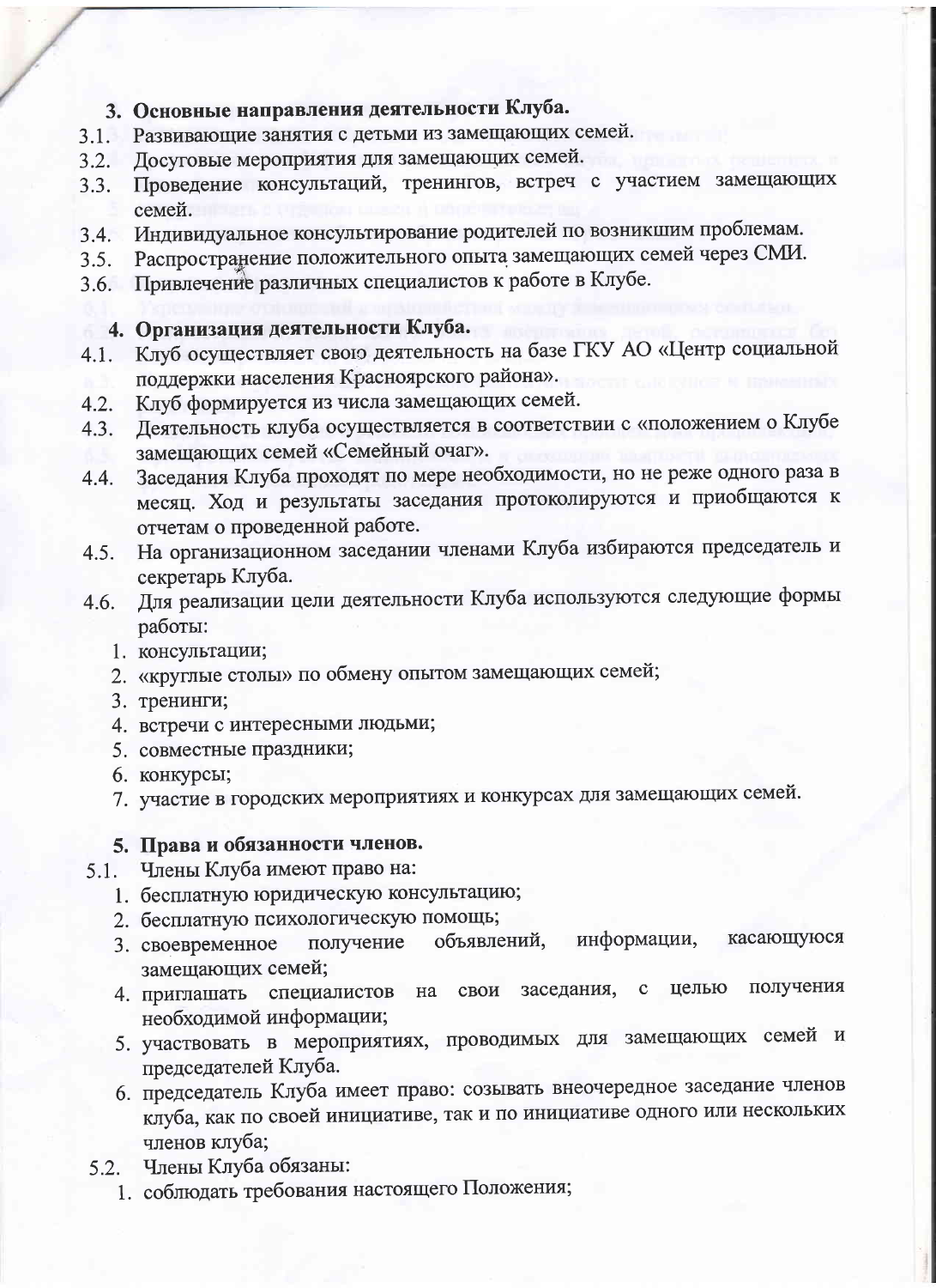## 3. Основные направления деятельности Клуба.

3.1. Развивающие занятия с детьми из замещающих семей.

3.2. Досуговые мероприятия для замещающих семей.

3.3. Проведение консультаций, тренингов, встреч с участием замещающих семей.

3.4. Индивидуальное консультирование родителей по возникшим проблемам.

3.5. Распространение положительного опыта замещающих семей через СМИ.

3.6. Привлечение различных специалистов к работе в Клубе.

## 4. Организация деятельности Клуба.

4.1. Клуб осуществляет свою деятельность на базе ГКУ АО «Центр социальной поддержки населения Красноярского района».

4.2. Клуб формируется из числа замещающих семей.

4.3. Деятельность клуба осуществляется в соответствии с «положением о Клубе замещающих семей «Семейный очаг».

4.4. Заседания Клуба проходят по мере необходимости, но не реже одного раза в месяц. Ход и результаты заседания протоколируются и приобщаются к отчетам о проведенной работе.

4.5. На организационном заседании членами Клуба избираются председатель и секретарь Клуба.

4.6. Для реализации цели деятельности Клуба используются следующие формы работы:

1. консультации;
2. «круглые столы» по обмену опытом замещающих семей;
3. тренинги;
4. встречи с интересными людьми;
5. совместные праздники;
6. конкурсы;
7. участие в городских мероприятиях и конкурсах для замещающих семей.

## 5. Права и обязанности членов.

5.1. Члены Клуба имеют право на:

1. бесплатную юридическую консультацию;
2. бесплатную психологическую помощь;
3. своевременное получение объявлений, информации, касающуюся замещающих семей;
4. приглашать специалистов на свои заседания, с целью получения необходимой информации;
5. участвовать в мероприятиях, проводимых для замещающих семей и председателей Клуба.
6. председатель Клуба имеет право: созывать внеочередное заседание членов клуба, как по своей инициативе, так и по инициативе одного или нескольких членов клуба;

5.2. Члены Клуба обязаны:

1. соблюдать требования настоящего Положения;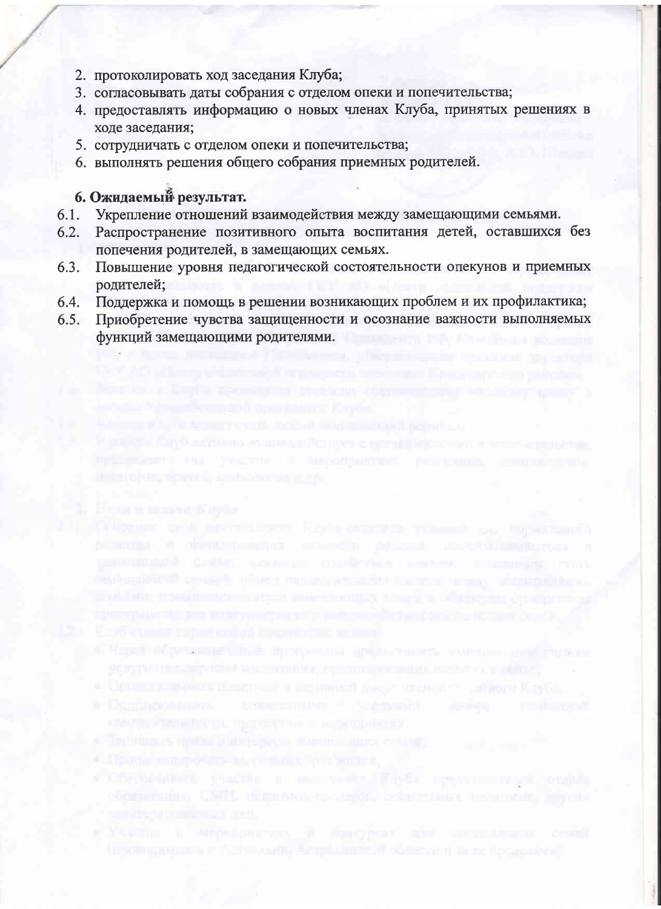2. протоколировать ход заседания Клуба;
3. согласовывать даты собрания с отделом опеки и попечительства;
4. предоставлять информацию о новых членах Клуба, принятых решениях в ходе заседания;
5. сотрудничать с отделом опеки и попечительства;
6. выполнять решения общего собрания приемных родителей.

## 6. Ожидаемый результат.

6.1. Укрепление отношений взаимодействия между замещающими семьями.

6.2. Распространение позитивного опыта воспитания детей, оставшихся без попечения родителей, в замещающих семьях.

6.3. Повышение уровня педагогической состоятельности опекунов и приемных родителей;

6.4. Поддержка и помощь в решении возникающих проблем и их профилактика;

6.5. Приобретение чувства защищенности и осознание важности выполняемых функций замещающими родителями.